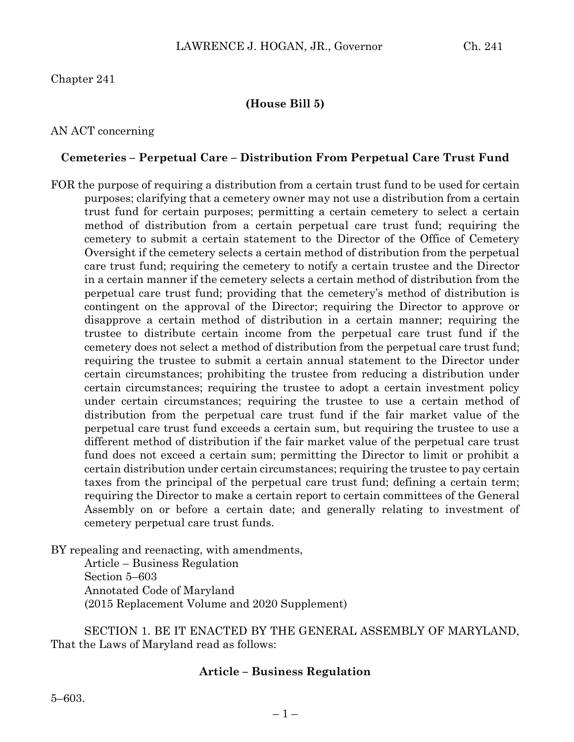Chapter 241

**(House Bill 5)**

AN ACT concerning

**Cemeteries – Perpetual Care – Distribution From Perpetual Care Trust Fund**

FOR the purpose of requiring a distribution from a certain trust fund to be used for certain purposes; clarifying that a cemetery owner may not use a distribution from a certain trust fund for certain purposes; permitting a certain cemetery to select a certain method of distribution from a certain perpetual care trust fund; requiring the cemetery to submit a certain statement to the Director of the Office of Cemetery Oversight if the cemetery selects a certain method of distribution from the perpetual care trust fund; requiring the cemetery to notify a certain trustee and the Director in a certain manner if the cemetery selects a certain method of distribution from the perpetual care trust fund; providing that the cemetery's method of distribution is contingent on the approval of the Director; requiring the Director to approve or disapprove a certain method of distribution in a certain manner; requiring the trustee to distribute certain income from the perpetual care trust fund if the cemetery does not select a method of distribution from the perpetual care trust fund; requiring the trustee to submit a certain annual statement to the Director under certain circumstances; prohibiting the trustee from reducing a distribution under certain circumstances; requiring the trustee to adopt a certain investment policy under certain circumstances; requiring the trustee to use a certain method of distribution from the perpetual care trust fund if the fair market value of the perpetual care trust fund exceeds a certain sum, but requiring the trustee to use a different method of distribution if the fair market value of the perpetual care trust fund does not exceed a certain sum; permitting the Director to limit or prohibit a certain distribution under certain circumstances; requiring the trustee to pay certain taxes from the principal of the perpetual care trust fund; defining a certain term; requiring the Director to make a certain report to certain committees of the General Assembly on or before a certain date; and generally relating to investment of cemetery perpetual care trust funds.

BY repealing and reenacting, with amendments,
Article – Business Regulation
Section 5–603
Annotated Code of Maryland
(2015 Replacement Volume and 2020 Supplement)

SECTION 1. BE IT ENACTED BY THE GENERAL ASSEMBLY OF MARYLAND, That the Laws of Maryland read as follows:

**Article – Business Regulation**

5–603.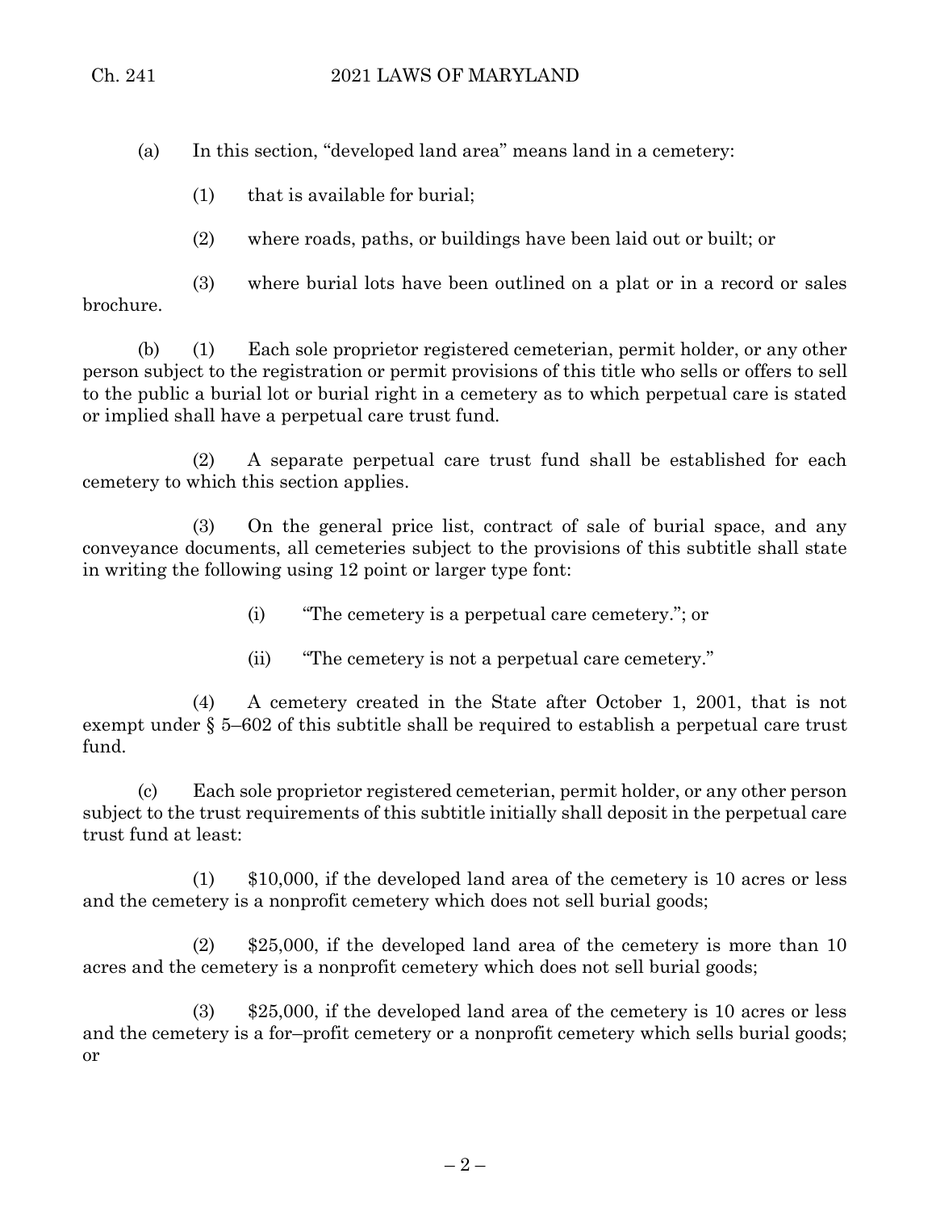(a) In this section, "developed land area" means land in a cemetery:

(1) that is available for burial;

(2) where roads, paths, or buildings have been laid out or built; or

(3) where burial lots have been outlined on a plat or in a record or sales brochure.

(b) (1) Each sole proprietor registered cemeterian, permit holder, or any other person subject to the registration or permit provisions of this title who sells or offers to sell to the public a burial lot or burial right in a cemetery as to which perpetual care is stated or implied shall have a perpetual care trust fund.

(2) A separate perpetual care trust fund shall be established for each cemetery to which this section applies.

(3) On the general price list, contract of sale of burial space, and any conveyance documents, all cemeteries subject to the provisions of this subtitle shall state in writing the following using 12 point or larger type font:

(i) "The cemetery is a perpetual care cemetery."; or

(ii) "The cemetery is not a perpetual care cemetery."

(4) A cemetery created in the State after October 1, 2001, that is not exempt under § 5–602 of this subtitle shall be required to establish a perpetual care trust fund.

(c) Each sole proprietor registered cemeterian, permit holder, or any other person subject to the trust requirements of this subtitle initially shall deposit in the perpetual care trust fund at least:

(1) $10,000, if the developed land area of the cemetery is 10 acres or less and the cemetery is a nonprofit cemetery which does not sell burial goods;

(2) $25,000, if the developed land area of the cemetery is more than 10 acres and the cemetery is a nonprofit cemetery which does not sell burial goods;

(3) $25,000, if the developed land area of the cemetery is 10 acres or less and the cemetery is a for–profit cemetery or a nonprofit cemetery which sells burial goods; or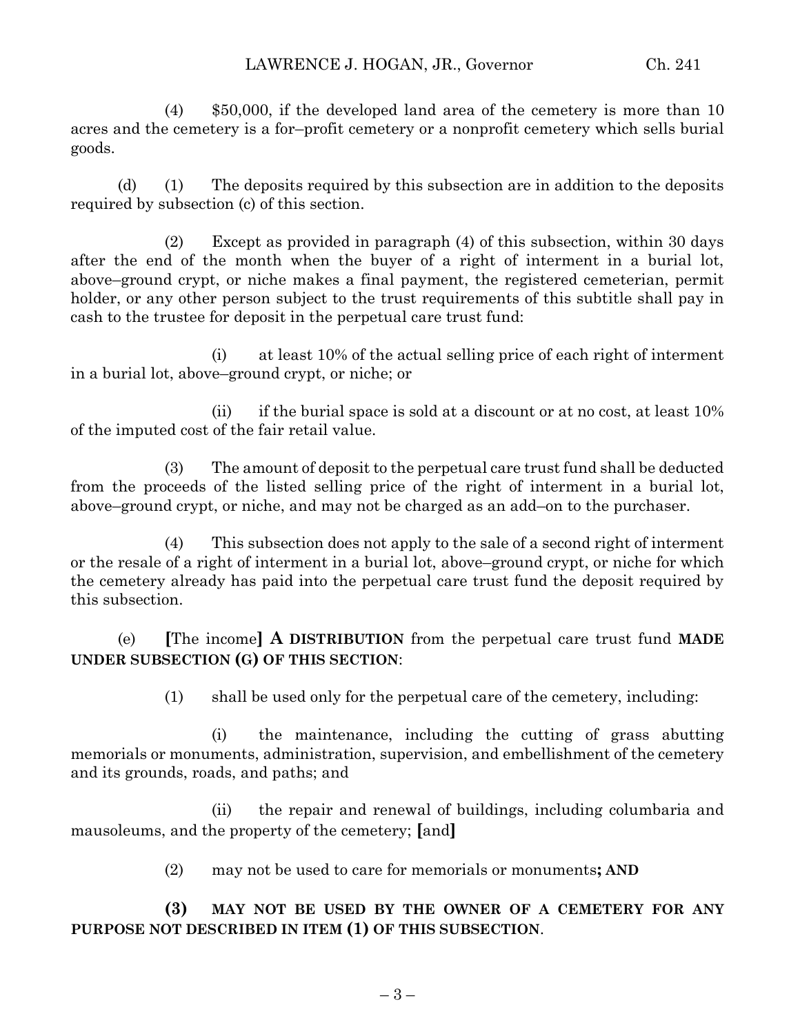(4) $50,000, if the developed land area of the cemetery is more than 10 acres and the cemetery is a for–profit cemetery or a nonprofit cemetery which sells burial goods.

(d) (1) The deposits required by this subsection are in addition to the deposits required by subsection (c) of this section.

(2) Except as provided in paragraph (4) of this subsection, within 30 days after the end of the month when the buyer of a right of interment in a burial lot, above–ground crypt, or niche makes a final payment, the registered cemeterian, permit holder, or any other person subject to the trust requirements of this subtitle shall pay in cash to the trustee for deposit in the perpetual care trust fund:

(i) at least 10% of the actual selling price of each right of interment in a burial lot, above–ground crypt, or niche; or

(ii) if the burial space is sold at a discount or at no cost, at least 10% of the imputed cost of the fair retail value.

(3) The amount of deposit to the perpetual care trust fund shall be deducted from the proceeds of the listed selling price of the right of interment in a burial lot, above–ground crypt, or niche, and may not be charged as an add–on to the purchaser.

(4) This subsection does not apply to the sale of a second right of interment or the resale of a right of interment in a burial lot, above–ground crypt, or niche for which the cemetery already has paid into the perpetual care trust fund the deposit required by this subsection.

(e) **[**The income**]** **A DISTRIBUTION** from the perpetual care trust fund **MADE UNDER SUBSECTION (G) OF THIS SECTION**:

(1) shall be used only for the perpetual care of the cemetery, including:

(i) the maintenance, including the cutting of grass abutting memorials or monuments, administration, supervision, and embellishment of the cemetery and its grounds, roads, and paths; and

(ii) the repair and renewal of buildings, including columbaria and mausoleums, and the property of the cemetery; **[**and**]**

(2) may not be used to care for memorials or monuments**; AND**

**(3) MAY NOT BE USED BY THE OWNER OF A CEMETERY FOR ANY PURPOSE NOT DESCRIBED IN ITEM (1) OF THIS SUBSECTION**.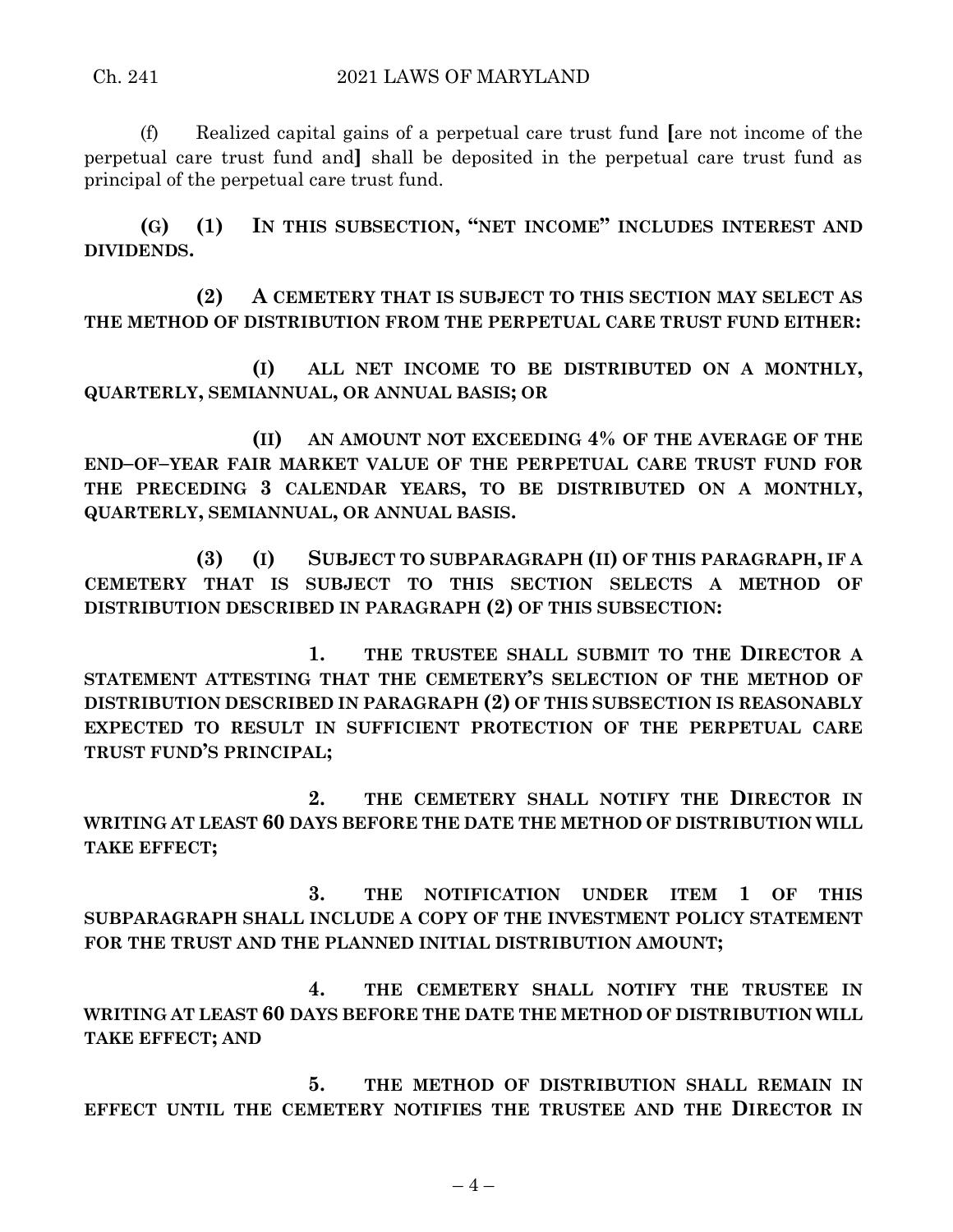(f) Realized capital gains of a perpetual care trust fund [are not income of the perpetual care trust fund and] shall be deposited in the perpetual care trust fund as principal of the perpetual care trust fund.

**(G) (1) IN THIS SUBSECTION, "NET INCOME" INCLUDES INTEREST AND DIVIDENDS.**

**(2) A CEMETERY THAT IS SUBJECT TO THIS SECTION MAY SELECT AS THE METHOD OF DISTRIBUTION FROM THE PERPETUAL CARE TRUST FUND EITHER:**

**(I) ALL NET INCOME TO BE DISTRIBUTED ON A MONTHLY, QUARTERLY, SEMIANNUAL, OR ANNUAL BASIS; OR**

**(II) AN AMOUNT NOT EXCEEDING 4% OF THE AVERAGE OF THE END–OF–YEAR FAIR MARKET VALUE OF THE PERPETUAL CARE TRUST FUND FOR THE PRECEDING 3 CALENDAR YEARS, TO BE DISTRIBUTED ON A MONTHLY, QUARTERLY, SEMIANNUAL, OR ANNUAL BASIS.**

**(3) (I) SUBJECT TO SUBPARAGRAPH (II) OF THIS PARAGRAPH, IF A CEMETERY THAT IS SUBJECT TO THIS SECTION SELECTS A METHOD OF DISTRIBUTION DESCRIBED IN PARAGRAPH (2) OF THIS SUBSECTION:**

**1. THE TRUSTEE SHALL SUBMIT TO THE DIRECTOR A STATEMENT ATTESTING THAT THE CEMETERY'S SELECTION OF THE METHOD OF DISTRIBUTION DESCRIBED IN PARAGRAPH (2) OF THIS SUBSECTION IS REASONABLY EXPECTED TO RESULT IN SUFFICIENT PROTECTION OF THE PERPETUAL CARE TRUST FUND'S PRINCIPAL;**

**2. THE CEMETERY SHALL NOTIFY THE DIRECTOR IN WRITING AT LEAST 60 DAYS BEFORE THE DATE THE METHOD OF DISTRIBUTION WILL TAKE EFFECT;**

**3. THE NOTIFICATION UNDER ITEM 1 OF THIS SUBPARAGRAPH SHALL INCLUDE A COPY OF THE INVESTMENT POLICY STATEMENT FOR THE TRUST AND THE PLANNED INITIAL DISTRIBUTION AMOUNT;**

**4. THE CEMETERY SHALL NOTIFY THE TRUSTEE IN WRITING AT LEAST 60 DAYS BEFORE THE DATE THE METHOD OF DISTRIBUTION WILL TAKE EFFECT; AND**

**5. THE METHOD OF DISTRIBUTION SHALL REMAIN IN EFFECT UNTIL THE CEMETERY NOTIFIES THE TRUSTEE AND THE DIRECTOR IN**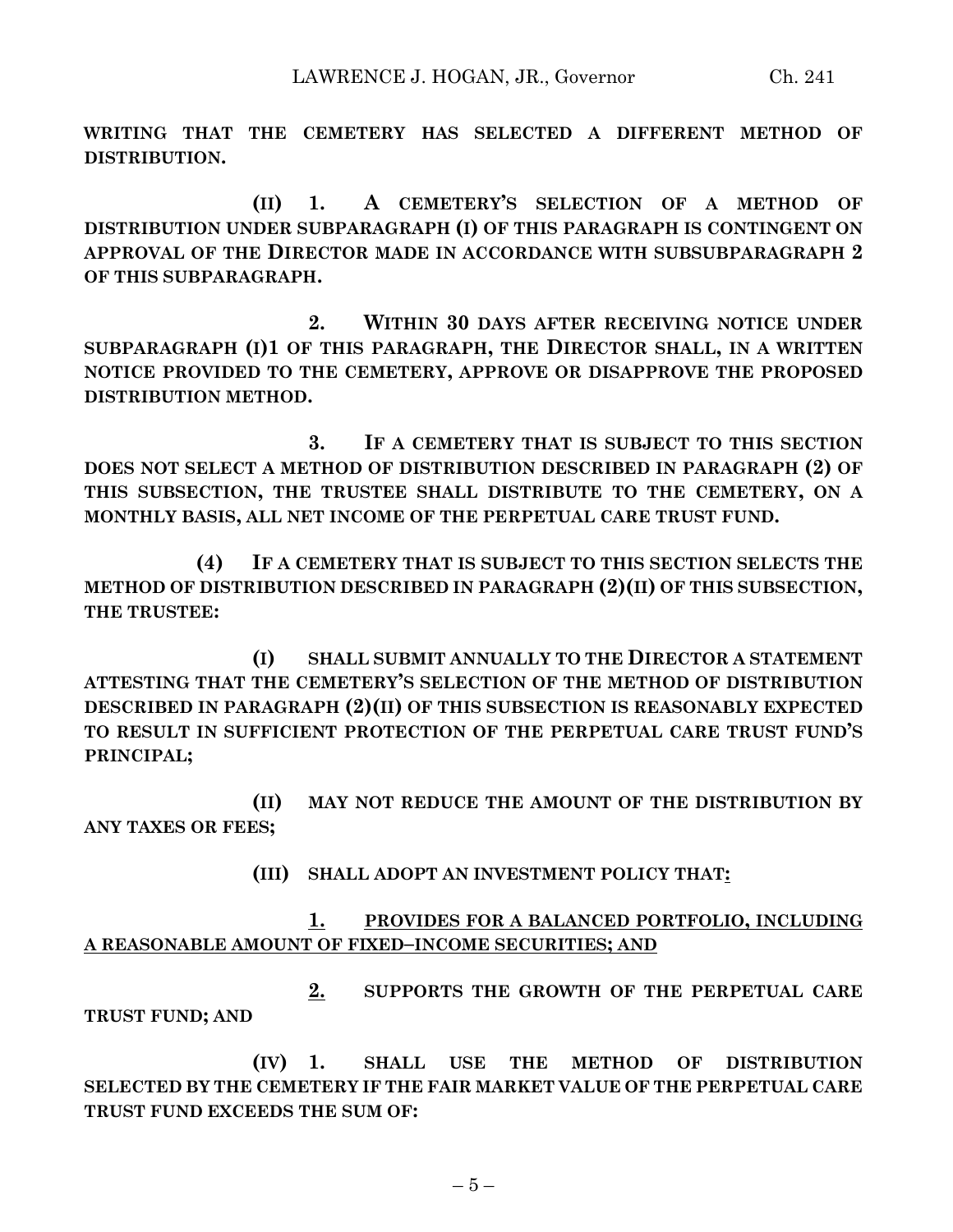**WRITING THAT THE CEMETERY HAS SELECTED A DIFFERENT METHOD OF DISTRIBUTION.**

**(II) 1. A CEMETERY'S SELECTION OF A METHOD OF DISTRIBUTION UNDER SUBPARAGRAPH (I) OF THIS PARAGRAPH IS CONTINGENT ON APPROVAL OF THE DIRECTOR MADE IN ACCORDANCE WITH SUBSUBPARAGRAPH 2 OF THIS SUBPARAGRAPH.**

**2. WITHIN 30 DAYS AFTER RECEIVING NOTICE UNDER SUBPARAGRAPH (I)1 OF THIS PARAGRAPH, THE DIRECTOR SHALL, IN A WRITTEN NOTICE PROVIDED TO THE CEMETERY, APPROVE OR DISAPPROVE THE PROPOSED DISTRIBUTION METHOD.**

**3. IF A CEMETERY THAT IS SUBJECT TO THIS SECTION DOES NOT SELECT A METHOD OF DISTRIBUTION DESCRIBED IN PARAGRAPH (2) OF THIS SUBSECTION, THE TRUSTEE SHALL DISTRIBUTE TO THE CEMETERY, ON A MONTHLY BASIS, ALL NET INCOME OF THE PERPETUAL CARE TRUST FUND.**

**(4) IF A CEMETERY THAT IS SUBJECT TO THIS SECTION SELECTS THE METHOD OF DISTRIBUTION DESCRIBED IN PARAGRAPH (2)(II) OF THIS SUBSECTION, THE TRUSTEE:**

**(I) SHALL SUBMIT ANNUALLY TO THE DIRECTOR A STATEMENT ATTESTING THAT THE CEMETERY'S SELECTION OF THE METHOD OF DISTRIBUTION DESCRIBED IN PARAGRAPH (2)(II) OF THIS SUBSECTION IS REASONABLY EXPECTED TO RESULT IN SUFFICIENT PROTECTION OF THE PERPETUAL CARE TRUST FUND'S PRINCIPAL;**

**(II) MAY NOT REDUCE THE AMOUNT OF THE DISTRIBUTION BY ANY TAXES OR FEES;**

**(III) SHALL ADOPT AN INVESTMENT POLICY THAT<u>:</u>**

<u>**1. PROVIDES FOR A BALANCED PORTFOLIO, INCLUDING A REASONABLE AMOUNT OF FIXED–INCOME SECURITIES; AND**</u>

<u>**2.**</u> **SUPPORTS THE GROWTH OF THE PERPETUAL CARE TRUST FUND; AND**

**(IV) 1. SHALL USE THE METHOD OF DISTRIBUTION SELECTED BY THE CEMETERY IF THE FAIR MARKET VALUE OF THE PERPETUAL CARE TRUST FUND EXCEEDS THE SUM OF:**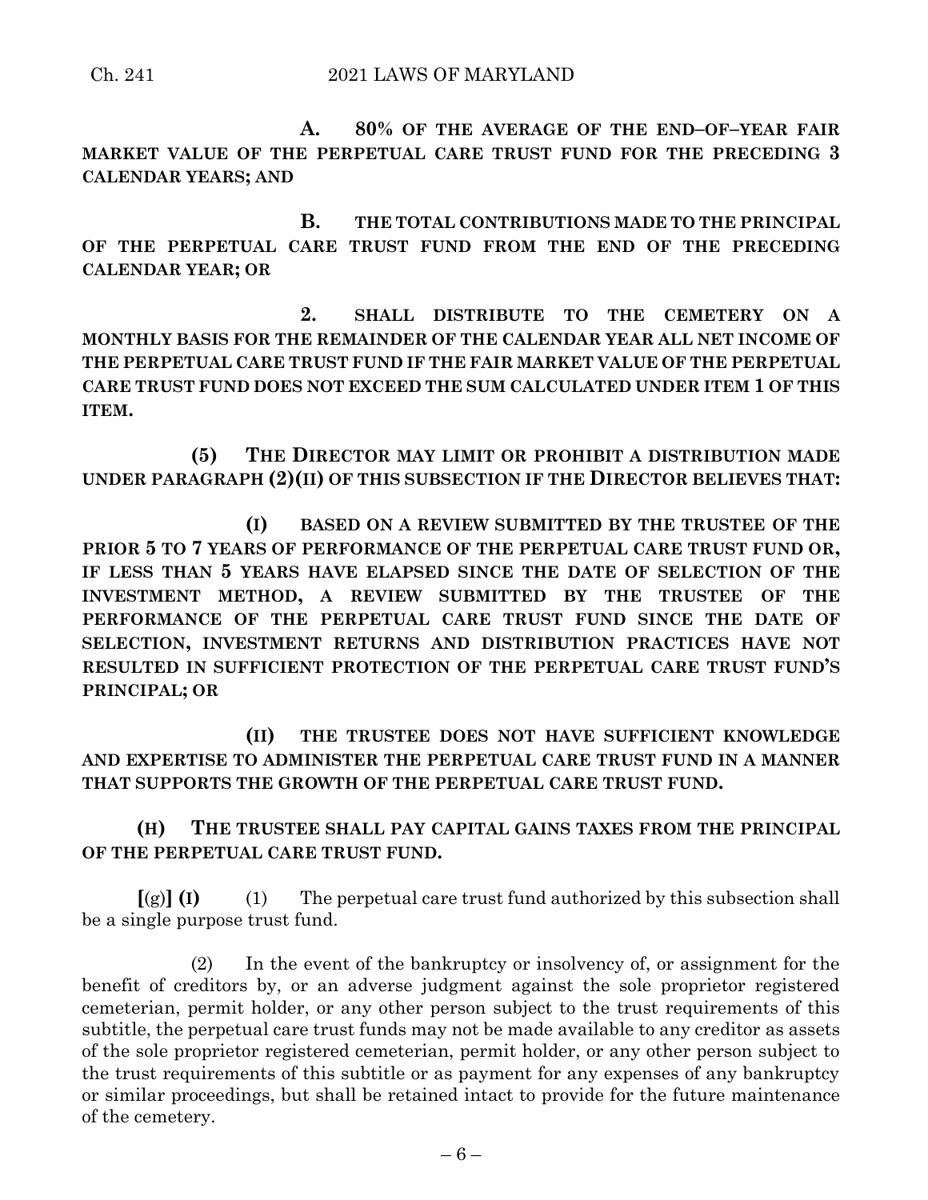**A. 80% OF THE AVERAGE OF THE END–OF–YEAR FAIR MARKET VALUE OF THE PERPETUAL CARE TRUST FUND FOR THE PRECEDING 3 CALENDAR YEARS; AND**

**B. THE TOTAL CONTRIBUTIONS MADE TO THE PRINCIPAL OF THE PERPETUAL CARE TRUST FUND FROM THE END OF THE PRECEDING CALENDAR YEAR; OR**

**2. SHALL DISTRIBUTE TO THE CEMETERY ON A MONTHLY BASIS FOR THE REMAINDER OF THE CALENDAR YEAR ALL NET INCOME OF THE PERPETUAL CARE TRUST FUND IF THE FAIR MARKET VALUE OF THE PERPETUAL CARE TRUST FUND DOES NOT EXCEED THE SUM CALCULATED UNDER ITEM 1 OF THIS ITEM.**

**(5) THE DIRECTOR MAY LIMIT OR PROHIBIT A DISTRIBUTION MADE UNDER PARAGRAPH (2)(II) OF THIS SUBSECTION IF THE DIRECTOR BELIEVES THAT:**

**(I) BASED ON A REVIEW SUBMITTED BY THE TRUSTEE OF THE PRIOR 5 TO 7 YEARS OF PERFORMANCE OF THE PERPETUAL CARE TRUST FUND OR, IF LESS THAN 5 YEARS HAVE ELAPSED SINCE THE DATE OF SELECTION OF THE INVESTMENT METHOD, A REVIEW SUBMITTED BY THE TRUSTEE OF THE PERFORMANCE OF THE PERPETUAL CARE TRUST FUND SINCE THE DATE OF SELECTION, INVESTMENT RETURNS AND DISTRIBUTION PRACTICES HAVE NOT RESULTED IN SUFFICIENT PROTECTION OF THE PERPETUAL CARE TRUST FUND'S PRINCIPAL; OR**

**(II) THE TRUSTEE DOES NOT HAVE SUFFICIENT KNOWLEDGE AND EXPERTISE TO ADMINISTER THE PERPETUAL CARE TRUST FUND IN A MANNER THAT SUPPORTS THE GROWTH OF THE PERPETUAL CARE TRUST FUND.**

**(H) THE TRUSTEE SHALL PAY CAPITAL GAINS TAXES FROM THE PRINCIPAL OF THE PERPETUAL CARE TRUST FUND.**

**[**(g)**] (I)** (1) The perpetual care trust fund authorized by this subsection shall be a single purpose trust fund.

(2) In the event of the bankruptcy or insolvency of, or assignment for the benefit of creditors by, or an adverse judgment against the sole proprietor registered cemeterian, permit holder, or any other person subject to the trust requirements of this subtitle, the perpetual care trust funds may not be made available to any creditor as assets of the sole proprietor registered cemeterian, permit holder, or any other person subject to the trust requirements of this subtitle or as payment for any expenses of any bankruptcy or similar proceedings, but shall be retained intact to provide for the future maintenance of the cemetery.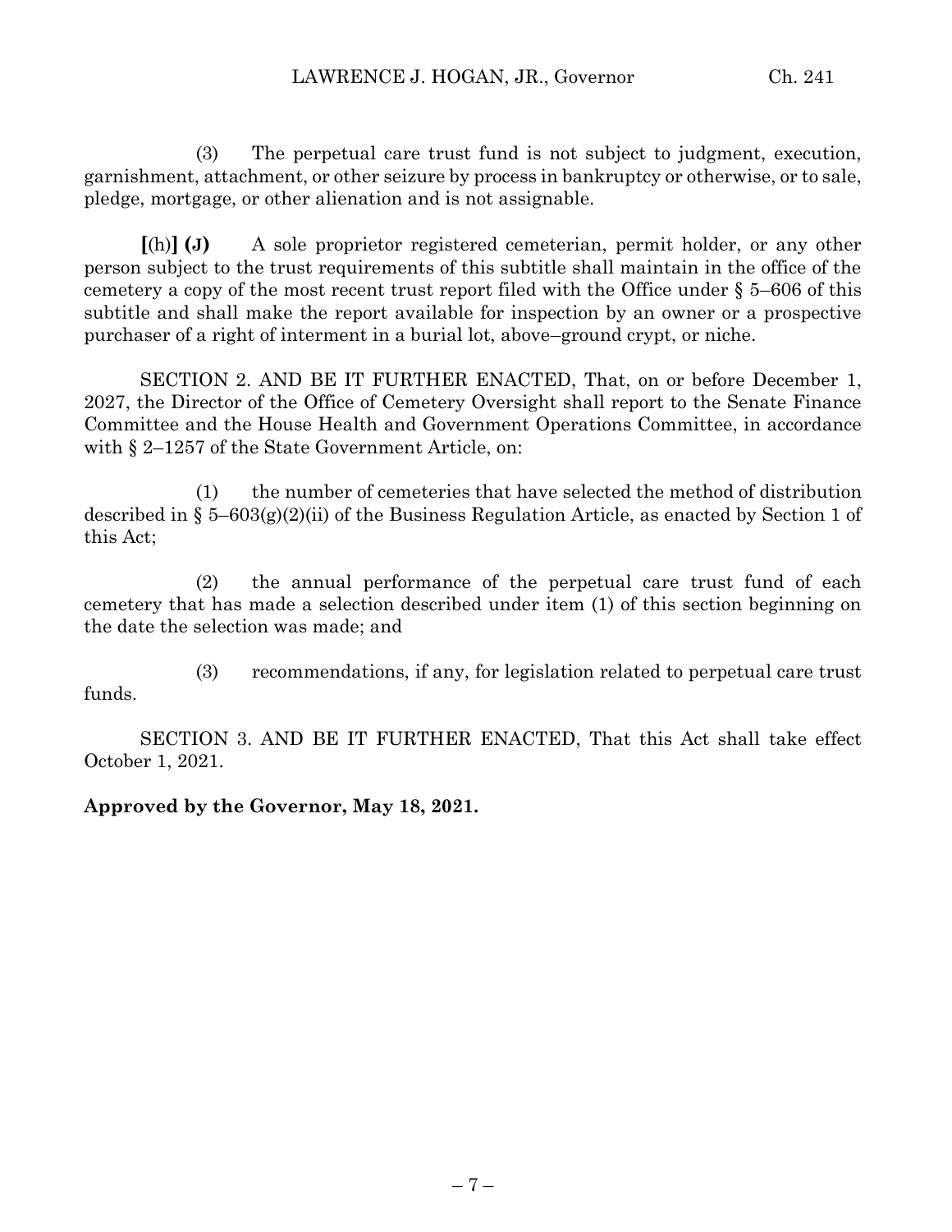(3) The perpetual care trust fund is not subject to judgment, execution, garnishment, attachment, or other seizure by process in bankruptcy or otherwise, or to sale, pledge, mortgage, or other alienation and is not assignable.

**[**(h)**] (J)** A sole proprietor registered cemeterian, permit holder, or any other person subject to the trust requirements of this subtitle shall maintain in the office of the cemetery a copy of the most recent trust report filed with the Office under § 5–606 of this subtitle and shall make the report available for inspection by an owner or a prospective purchaser of a right of interment in a burial lot, above–ground crypt, or niche.

SECTION 2. AND BE IT FURTHER ENACTED, That, on or before December 1, 2027, the Director of the Office of Cemetery Oversight shall report to the Senate Finance Committee and the House Health and Government Operations Committee, in accordance with § 2–1257 of the State Government Article, on:

(1) the number of cemeteries that have selected the method of distribution described in § 5–603(g)(2)(ii) of the Business Regulation Article, as enacted by Section 1 of this Act;

(2) the annual performance of the perpetual care trust fund of each cemetery that has made a selection described under item (1) of this section beginning on the date the selection was made; and

(3) recommendations, if any, for legislation related to perpetual care trust funds.

SECTION 3. AND BE IT FURTHER ENACTED, That this Act shall take effect October 1, 2021.

**Approved by the Governor, May 18, 2021.**